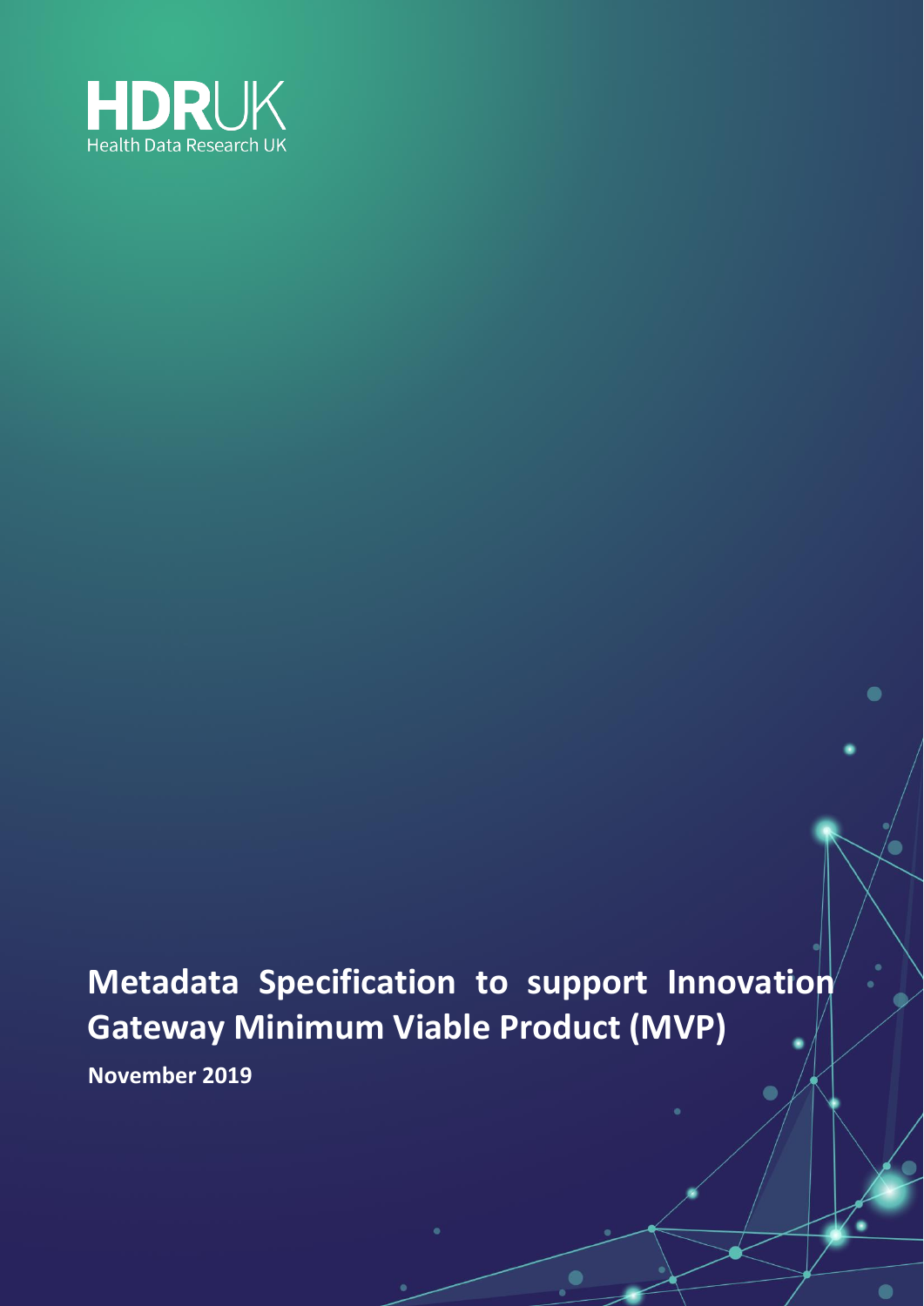HDRUK

Health Data Research UK

# Metadata Specification to support Innovation Gateway Minimum Viable Product (MVP)

**November 2019**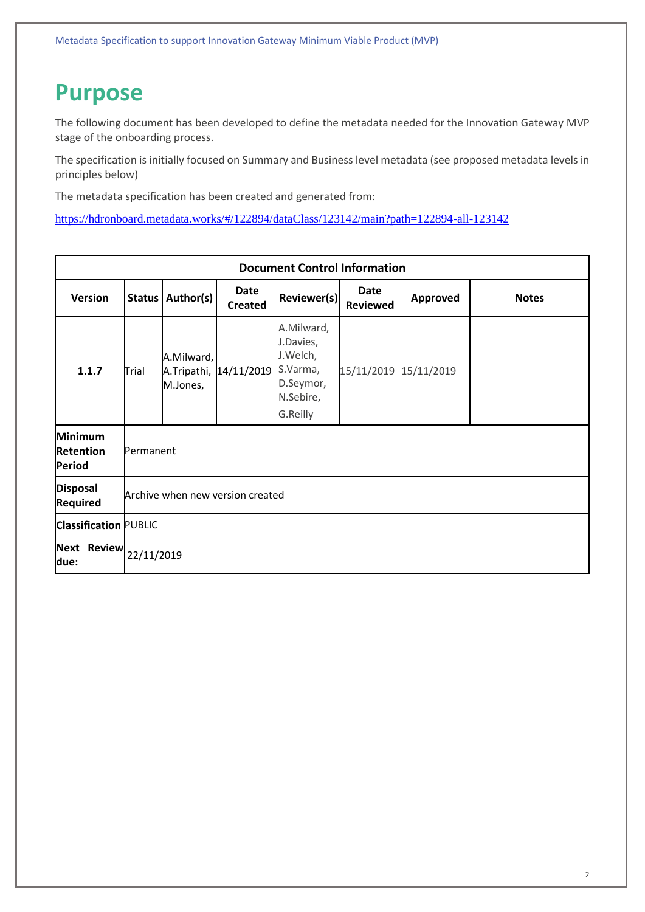# Purpose

The following document has been developed to define the metadata needed for the Innovation Gateway MVP stage of the onboarding process.

The specification is initially focused on Summary and Business level metadata (see proposed metadata levels in principles below)

The metadata specification has been created and generated from:

https://hdronboard.metadata.works/#/122894/dataClass/123142/main?path=122894-all-123142

| Document Control Information | | | | | | | |
|---|---|---|---|---|---|---|---|
| **Version** | **Status** | **Author(s)** | **Date Created** | **Reviewer(s)** | **Date Reviewed** | **Approved** | **Notes** |
| **1.1.7** | Trial | A.Milward, A.Tripathi, M.Jones, | 14/11/2019 | A.Milward, J.Davies, J.Welch, S.Varma, D.Seymor, N.Sebire, G.Reilly | 15/11/2019 | 15/11/2019 | |
| **Minimum Retention Period** | Permanent | | | | | | |
| **Disposal Required** | Archive when new version created | | | | | | |
| **Classification** | PUBLIC | | | | | | |
| **Next Review due:** | 22/11/2019 | | | | | | |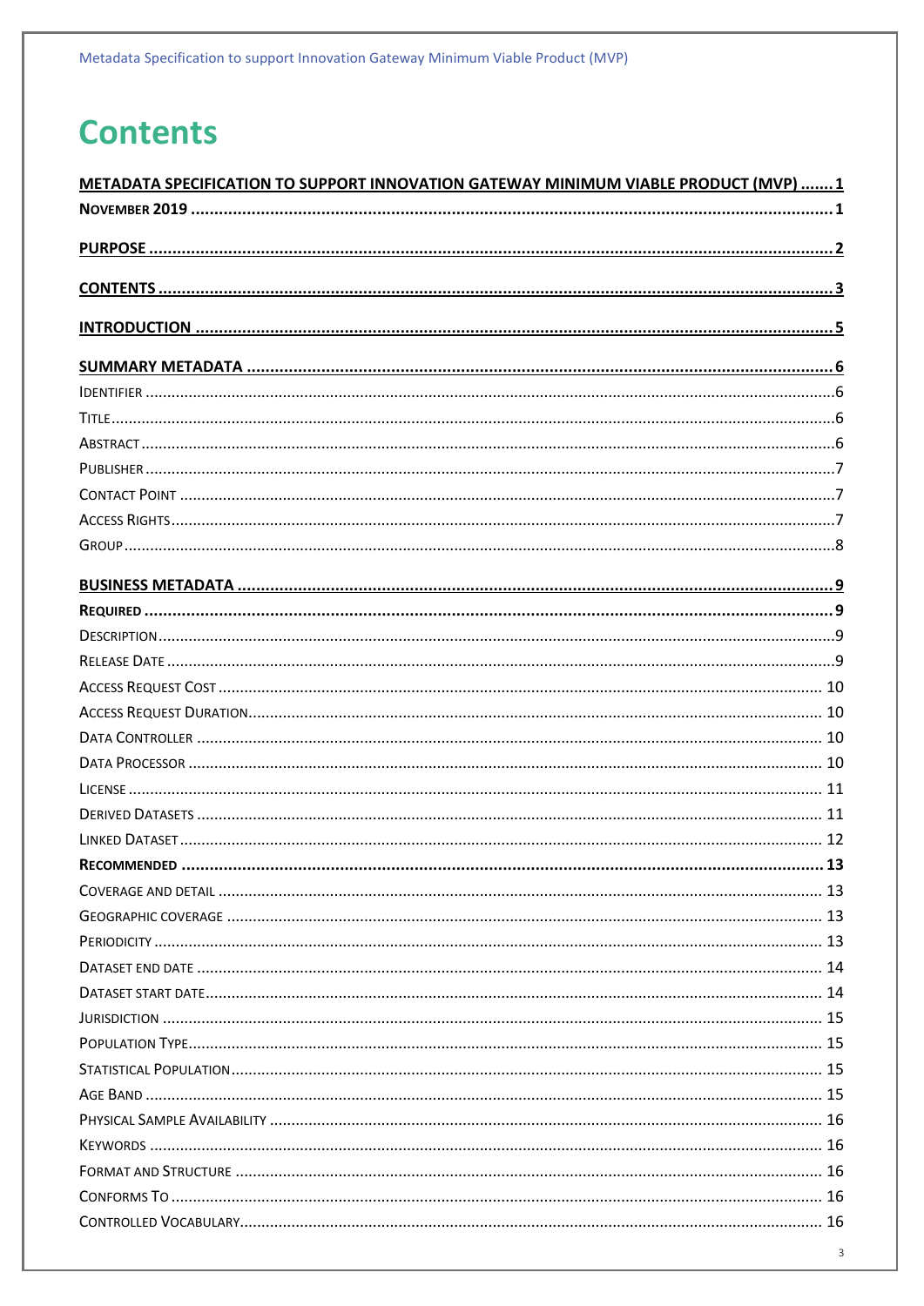# Contents

**METADATA SPECIFICATION TO SUPPORT INNOVATION GATEWAY MINIMUM VIABLE PRODUCT (MVP) ....... 1**

**NOVEMBER 2019 ....... 1**

**PURPOSE ....... 2**

**CONTENTS ....... 3**

**INTRODUCTION ....... 5**

**SUMMARY METADATA ....... 6**

IDENTIFIER ....... 6

TITLE ....... 6

ABSTRACT ....... 6

PUBLISHER ....... 7

CONTACT POINT ....... 7

ACCESS RIGHTS ....... 7

GROUP ....... 8

**BUSINESS METADATA ....... 9**

**REQUIRED ....... 9**

DESCRIPTION ....... 9

RELEASE DATE ....... 9

ACCESS REQUEST COST ....... 10

ACCESS REQUEST DURATION ....... 10

DATA CONTROLLER ....... 10

DATA PROCESSOR ....... 10

LICENSE ....... 11

DERIVED DATASETS ....... 11

LINKED DATASET ....... 12

**RECOMMENDED ....... 13**

COVERAGE AND DETAIL ....... 13

GEOGRAPHIC COVERAGE ....... 13

PERIODICITY ....... 13

DATASET END DATE ....... 14

DATASET START DATE ....... 14

JURISDICTION ....... 15

POPULATION TYPE ....... 15

STATISTICAL POPULATION ....... 15

AGE BAND ....... 15

PHYSICAL SAMPLE AVAILABILITY ....... 16

KEYWORDS ....... 16

FORMAT AND STRUCTURE ....... 16

CONFORMS TO ....... 16

CONTROLLED VOCABULARY ....... 16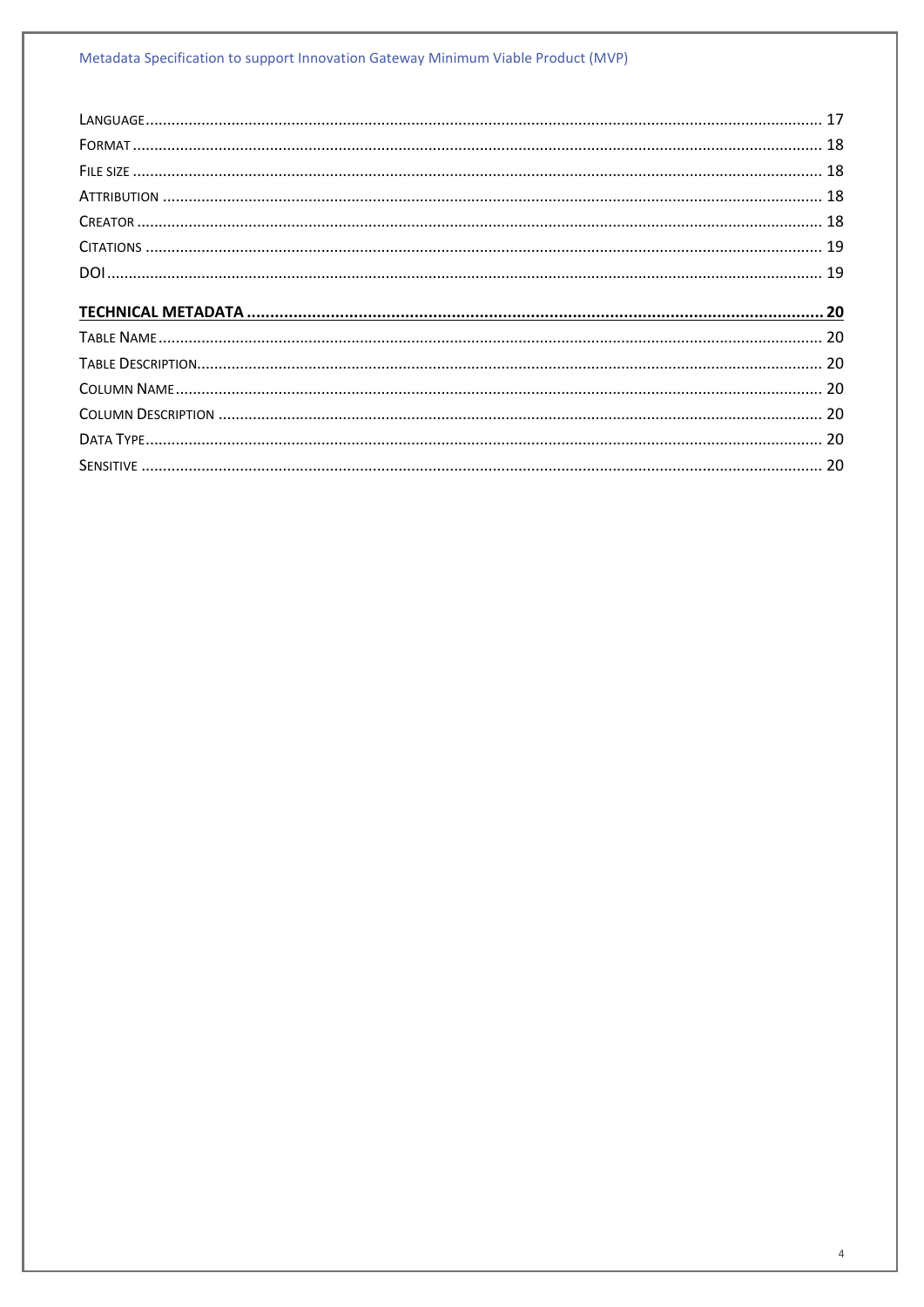Language ..... 17
Format ..... 18
File size ..... 18
Attribution ..... 18
Creator ..... 18
Citations ..... 19
DOI ..... 19

**Technical Metadata ..... 20**

Table Name ..... 20
Table Description ..... 20
Column Name ..... 20
Column Description ..... 20
Data Type ..... 20
Sensitive ..... 20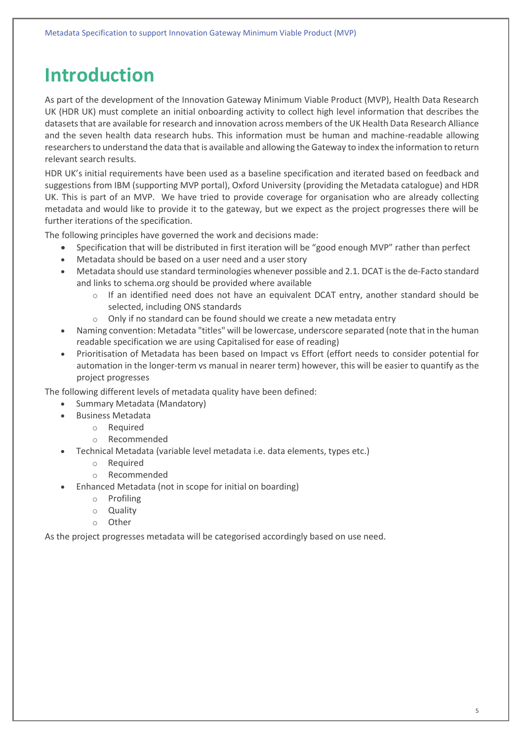# Introduction

As part of the development of the Innovation Gateway Minimum Viable Product (MVP), Health Data Research UK (HDR UK) must complete an initial onboarding activity to collect high level information that describes the datasets that are available for research and innovation across members of the UK Health Data Research Alliance and the seven health data research hubs. This information must be human and machine-readable allowing researchers to understand the data that is available and allowing the Gateway to index the information to return relevant search results.

HDR UK's initial requirements have been used as a baseline specification and iterated based on feedback and suggestions from IBM (supporting MVP portal), Oxford University (providing the Metadata catalogue) and HDR UK. This is part of an MVP. We have tried to provide coverage for organisation who are already collecting metadata and would like to provide it to the gateway, but we expect as the project progresses there will be further iterations of the specification.

The following principles have governed the work and decisions made:

- Specification that will be distributed in first iteration will be "good enough MVP" rather than perfect
- Metadata should be based on a user need and a user story
- Metadata should use standard terminologies whenever possible and 2.1. DCAT is the de-Facto standard and links to schema.org should be provided where available
    - If an identified need does not have an equivalent DCAT entry, another standard should be selected, including ONS standards
    - Only if no standard can be found should we create a new metadata entry
- Naming convention: Metadata "titles" will be lowercase, underscore separated (note that in the human readable specification we are using Capitalised for ease of reading)
- Prioritisation of Metadata has been based on Impact vs Effort (effort needs to consider potential for automation in the longer-term vs manual in nearer term) however, this will be easier to quantify as the project progresses

The following different levels of metadata quality have been defined:

- Summary Metadata (Mandatory)
- Business Metadata
    - Required
    - Recommended
- Technical Metadata (variable level metadata i.e. data elements, types etc.)
    - Required
    - Recommended
- Enhanced Metadata (not in scope for initial on boarding)
    - Profiling
    - Quality
    - Other

As the project progresses metadata will be categorised accordingly based on use need.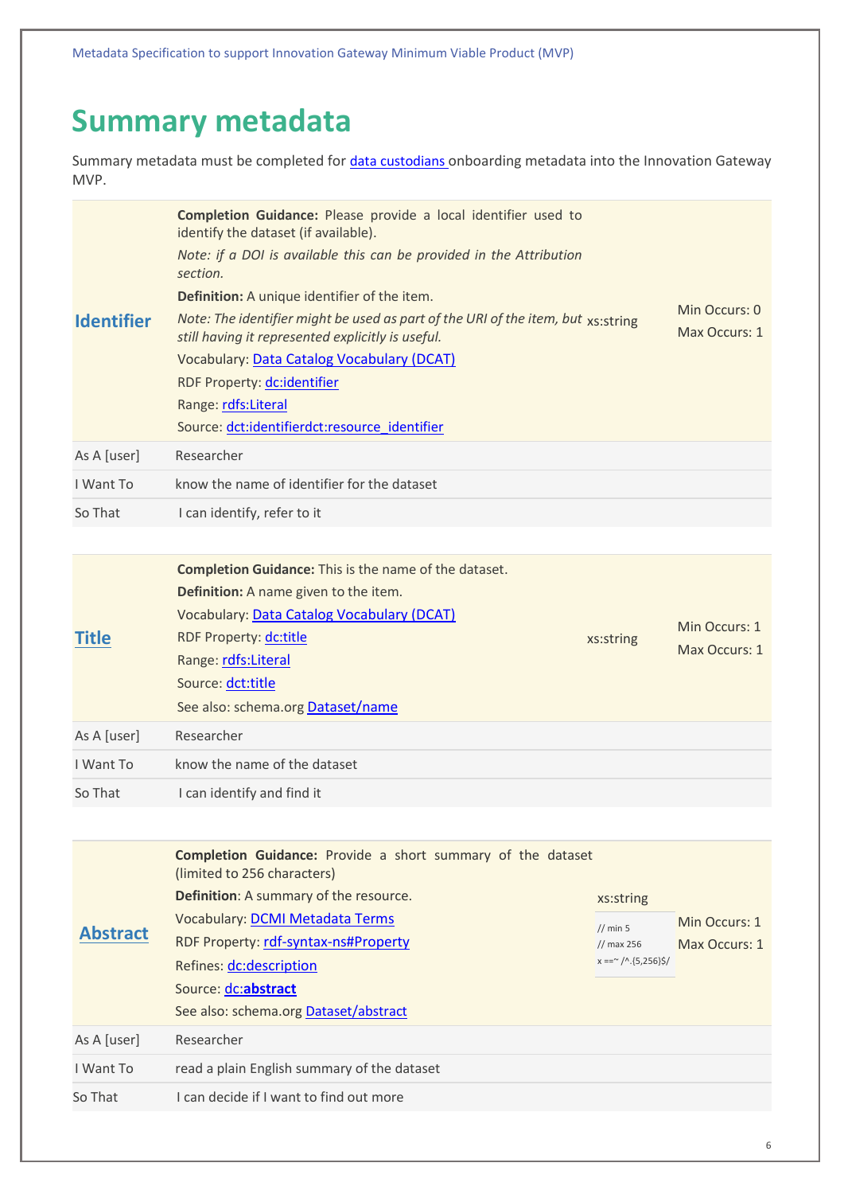# Summary metadata

Summary metadata must be completed for data custodians onboarding metadata into the Innovation Gateway MVP.

| | | | |
|---|---|---|---|
| **Identifier** | **Completion Guidance:** Please provide a local identifier used to identify the dataset (if available).<br>*Note: if a DOI is available this can be provided in the Attribution section.*<br>**Definition:** A unique identifier of the item.<br>*Note: The identifier might be used as part of the URI of the item, but still having it represented explicitly is useful.*<br>Vocabulary: Data Catalog Vocabulary (DCAT)<br>RDF Property: dc:identifier<br>Range: rdfs:Literal<br>Source: dct:identifierdct:resource_identifier | xs:string | Min Occurs: 0<br>Max Occurs: 1 |
| As A [user] | Researcher | | |
| I Want To | know the name of identifier for the dataset | | |
| So That | I can identify, refer to it | | |

| | | | |
|---|---|---|---|
| **Title** | **Completion Guidance:** This is the name of the dataset.<br>**Definition:** A name given to the item.<br>Vocabulary: Data Catalog Vocabulary (DCAT)<br>RDF Property: dc:title<br>Range: rdfs:Literal<br>Source: dct:title<br>See also: schema.org Dataset/name | xs:string | Min Occurs: 1<br>Max Occurs: 1 |
| As A [user] | Researcher | | |
| I Want To | know the name of the dataset | | |
| So That | I can identify and find it | | |

| | | | |
|---|---|---|---|
| **Abstract** | **Completion Guidance:** Provide a short summary of the dataset (limited to 256 characters)<br>**Definition**: A summary of the resource.<br>Vocabulary: DCMI Metadata Terms<br>RDF Property: rdf-syntax-ns#Property<br>Refines: dc:description<br>Source: dc:**abstract**<br>See also: schema.org Dataset/abstract | xs:string<br>// min 5<br>// max 256<br>x ==~ /^.{5,256}$/ | Min Occurs: 1<br>Max Occurs: 1 |
| As A [user] | Researcher | | |
| I Want To | read a plain English summary of the dataset | | |
| So That | I can decide if I want to find out more | | |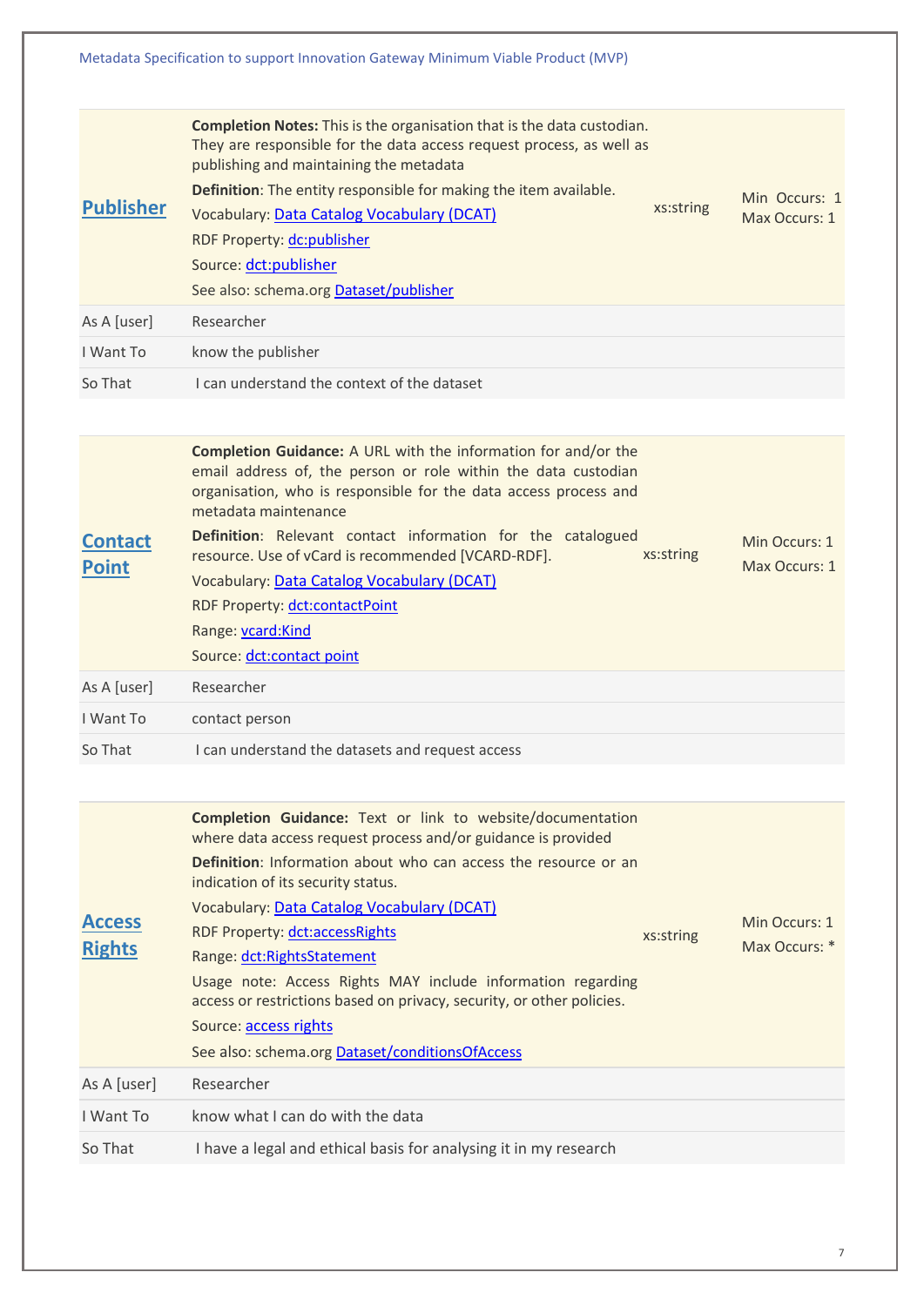| **Publisher** | **Completion Notes:** This is the organisation that is the data custodian. They are responsible for the data access request process, as well as publishing and maintaining the metadata<br>**Definition**: The entity responsible for making the item available.<br>Vocabulary: Data Catalog Vocabulary (DCAT)<br>RDF Property: dc:publisher<br>Source: dct:publisher<br>See also: schema.org Dataset/publisher | xs:string | Min Occurs: 1<br>Max Occurs: 1 |
|---|---|---|---|
| As A [user] | Researcher | | |
| I Want To | know the publisher | | |
| So That | I can understand the context of the dataset | | |

| **Contact Point** | **Completion Guidance:** A URL with the information for and/or the email address of, the person or role within the data custodian organisation, who is responsible for the data access process and metadata maintenance<br>**Definition**: Relevant contact information for the catalogued resource. Use of vCard is recommended [VCARD-RDF].<br>Vocabulary: Data Catalog Vocabulary (DCAT)<br>RDF Property: dct:contactPoint<br>Range: vcard:Kind<br>Source: dct:contact point | xs:string | Min Occurs: 1<br>Max Occurs: 1 |
|---|---|---|---|
| As A [user] | Researcher | | |
| I Want To | contact person | | |
| So That | I can understand the datasets and request access | | |

| **Access Rights** | **Completion Guidance:** Text or link to website/documentation where data access request process and/or guidance is provided<br>**Definition**: Information about who can access the resource or an indication of its security status.<br>Vocabulary: Data Catalog Vocabulary (DCAT)<br>RDF Property: dct:accessRights<br>Range: dct:RightsStatement<br>Usage note: Access Rights MAY include information regarding access or restrictions based on privacy, security, or other policies.<br>Source: access rights<br>See also: schema.org Dataset/conditionsOfAccess | xs:string | Min Occurs: 1<br>Max Occurs: * |
|---|---|---|---|
| As A [user] | Researcher | | |
| I Want To | know what I can do with the data | | |
| So That | I have a legal and ethical basis for analysing it in my research | | |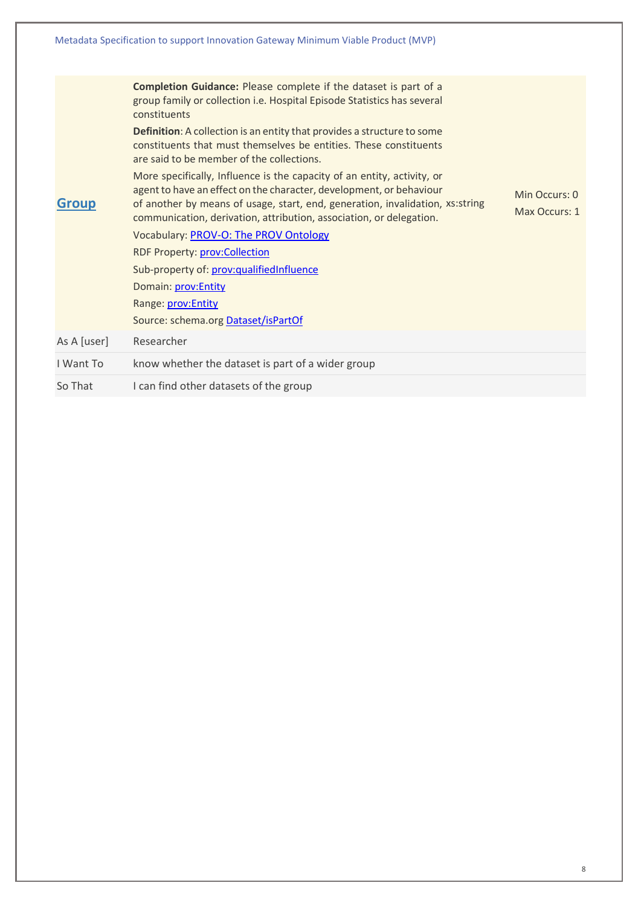| | | | |
|---|---|---|---|
| **Group** | **Completion Guidance:** Please complete if the dataset is part of a group family or collection i.e. Hospital Episode Statistics has several constituents<br><br>**Definition**: A collection is an entity that provides a structure to some constituents that must themselves be entities. These constituents are said to be member of the collections.<br><br>More specifically, Influence is the capacity of an entity, activity, or agent to have an effect on the character, development, or behaviour of another by means of usage, start, end, generation, invalidation, communication, derivation, attribution, association, or delegation.<br><br>Vocabulary: PROV-O: The PROV Ontology<br><br>RDF Property: prov:Collection<br><br>Sub-property of: prov:qualifiedInfluence<br><br>Domain: prov:Entity<br><br>Range: prov:Entity<br><br>Source: schema.org Dataset/isPartOf | xs:string | Min Occurs: 0<br><br>Max Occurs: 1 |
| As A [user] | Researcher | | |
| I Want To | know whether the dataset is part of a wider group | | |
| So That | I can find other datasets of the group | | |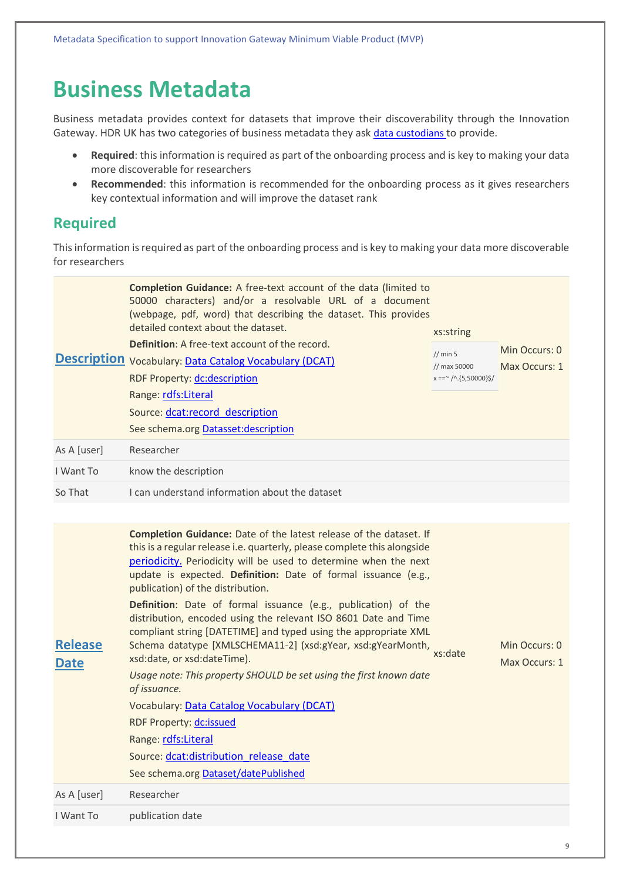# Business Metadata

Business metadata provides context for datasets that improve their discoverability through the Innovation Gateway. HDR UK has two categories of business metadata they ask data custodians to provide.

- **Required**: this information is required as part of the onboarding process and is key to making your data more discoverable for researchers
- **Recommended**: this information is recommended for the onboarding process as it gives researchers key contextual information and will improve the dataset rank

## Required

This information is required as part of the onboarding process and is key to making your data more discoverable for researchers

| | | | |
|---|---|---|---|
| **Description** | **Completion Guidance:** A free-text account of the data (limited to 50000 characters) and/or a resolvable URL of a document (webpage, pdf, word) that describing the dataset. This provides detailed context about the dataset.<br>**Definition**: A free-text account of the record.<br>Vocabulary: Data Catalog Vocabulary (DCAT)<br>RDF Property: dc:description<br>Range: rdfs:Literal<br>Source: dcat:record_description<br>See schema.org Datasset:description | xs:string<br>// min 5<br>// max 50000<br>x ==~ /^.{5,50000}$/ | Min Occurs: 0<br>Max Occurs: 1 |
| As A [user] | Researcher | | |
| I Want To | know the description | | |
| So That | I can understand information about the dataset | | |

| | | | |
|---|---|---|---|
| **Release Date** | **Completion Guidance:** Date of the latest release of the dataset. If this is a regular release i.e. quarterly, please complete this alongside periodicity. Periodicity will be used to determine when the next update is expected. **Definition:** Date of formal issuance (e.g., publication) of the distribution.<br>**Definition**: Date of formal issuance (e.g., publication) of the distribution, encoded using the relevant ISO 8601 Date and Time compliant string [DATETIME] and typed using the appropriate XML Schema datatype [XMLSCHEMA11-2] (xsd:gYear, xsd:gYearMonth, xsd:date, or xsd:dateTime).<br>*Usage note: This property SHOULD be set using the first known date of issuance.*<br>Vocabulary: Data Catalog Vocabulary (DCAT)<br>RDF Property: dc:issued<br>Range: rdfs:Literal<br>Source: dcat:distribution_release_date<br>See schema.org Dataset/datePublished | xs:date | Min Occurs: 0<br>Max Occurs: 1 |
| As A [user] | Researcher | | |
| I Want To | publication date | | |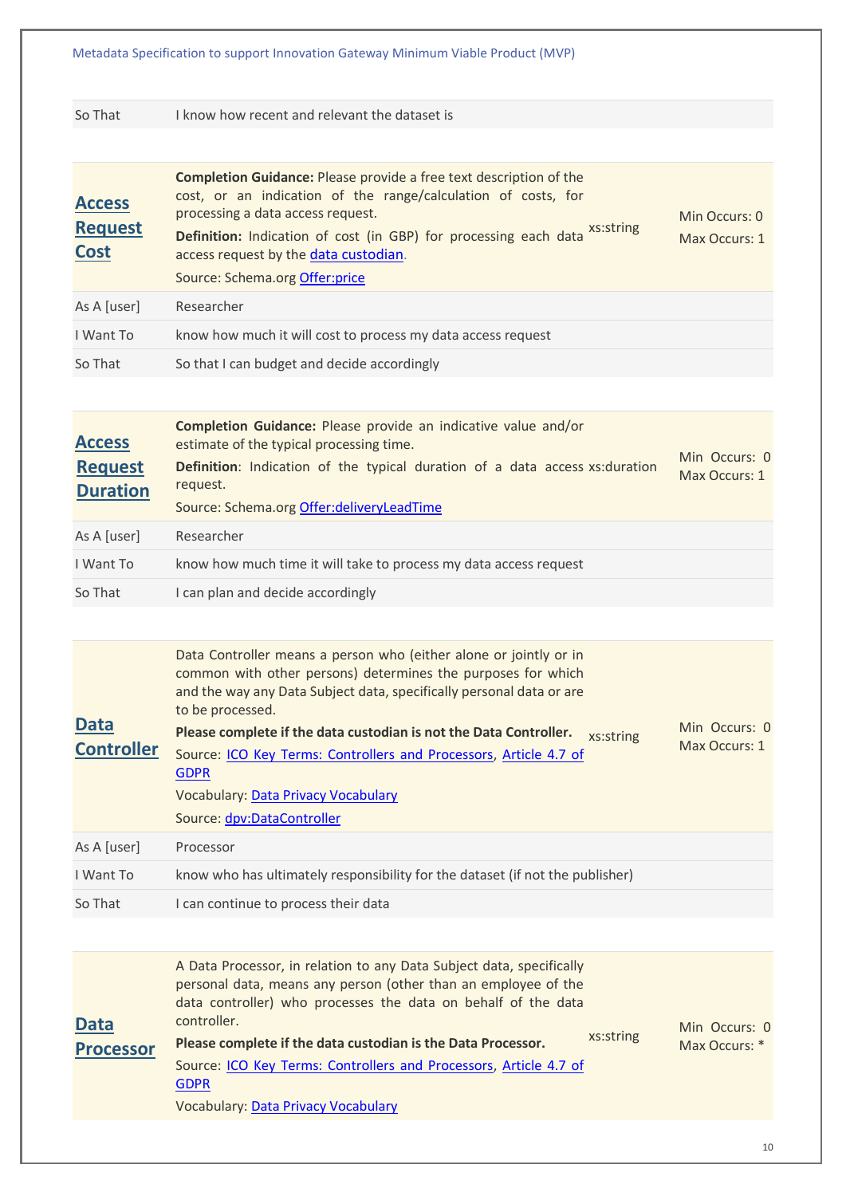| | |
|---|---|
| So That | I know how recent and relevant the dataset is |

| | | | |
|---|---|---|---|
| **Access Request Cost** | **Completion Guidance:** Please provide a free text description of the cost, or an indication of the range/calculation of costs, for processing a data access request. **Definition:** Indication of cost (in GBP) for processing each data access request by the data custodian. Source: Schema.org Offer:price | xs:string | Min Occurs: 0 Max Occurs: 1 |
| As A [user] | Researcher | | |
| I Want To | know how much it will cost to process my data access request | | |
| So That | So that I can budget and decide accordingly | | |

| | | | |
|---|---|---|---|
| **Access Request Duration** | **Completion Guidance:** Please provide an indicative value and/or estimate of the typical processing time. **Definition**: Indication of the typical duration of a data access request. Source: Schema.org Offer:deliveryLeadTime | xs:duration | Min Occurs: 0 Max Occurs: 1 |
| As A [user] | Researcher | | |
| I Want To | know how much time it will take to process my data access request | | |
| So That | I can plan and decide accordingly | | |

| | | | |
|---|---|---|---|
| **Data Controller** | Data Controller means a person who (either alone or jointly or in common with other persons) determines the purposes for which and the way any Data Subject data, specifically personal data or are to be processed. **Please complete if the data custodian is not the Data Controller.** Source: ICO Key Terms: Controllers and Processors, Article 4.7 of GDPR Vocabulary: Data Privacy Vocabulary Source: dpv:DataController | xs:string | Min Occurs: 0 Max Occurs: 1 |
| As A [user] | Processor | | |
| I Want To | know who has ultimately responsibility for the dataset (if not the publisher) | | |
| So That | I can continue to process their data | | |

| | | | |
|---|---|---|---|
| **Data Processor** | A Data Processor, in relation to any Data Subject data, specifically personal data, means any person (other than an employee of the data controller) who processes the data on behalf of the data controller. **Please complete if the data custodian is the Data Processor.** Source: ICO Key Terms: Controllers and Processors, Article 4.7 of GDPR Vocabulary: Data Privacy Vocabulary | xs:string | Min Occurs: 0 Max Occurs: * |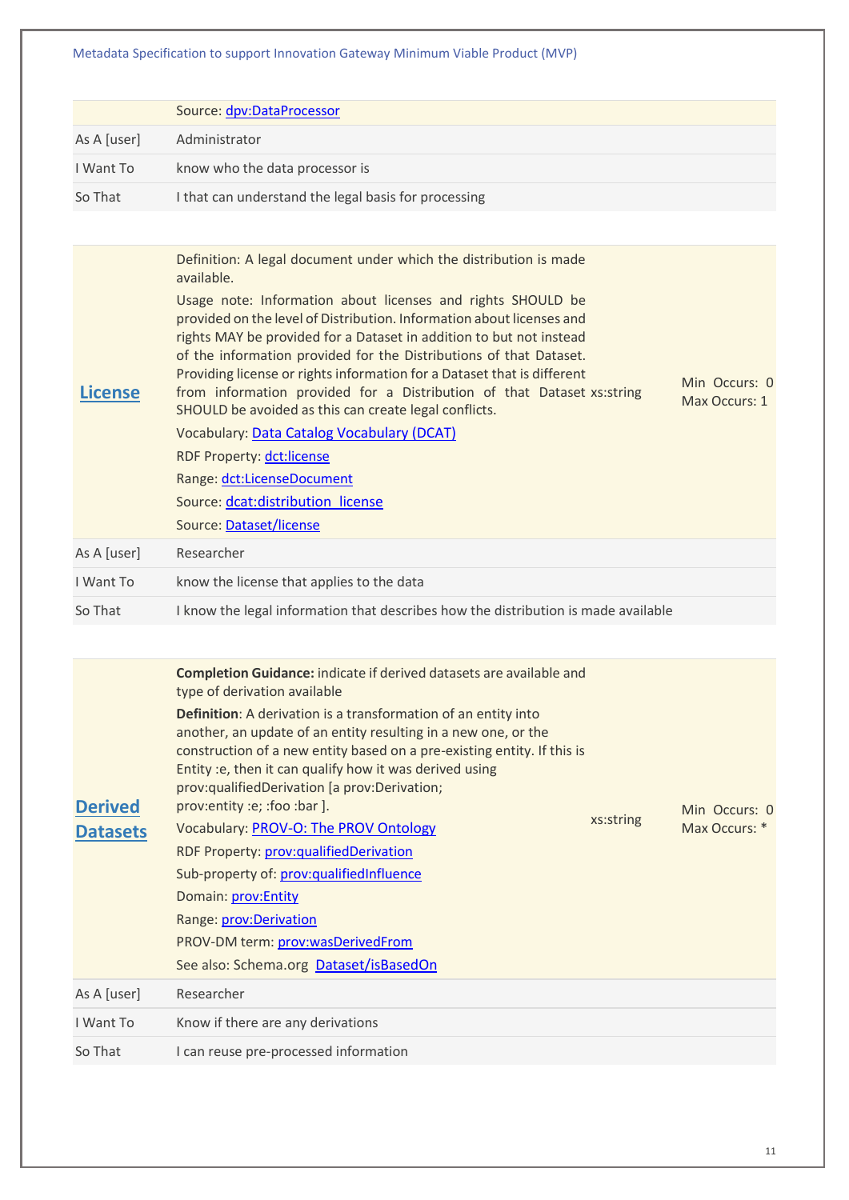| | Source: dpv:DataProcessor | | |
|---|---|---|---|
| As A [user] | Administrator | | |
| I Want To | know who the data processor is | | |
| So That | I that can understand the legal basis for processing | | |

| **License** | Definition: A legal document under which the distribution is made available.<br>Usage note: Information about licenses and rights SHOULD be provided on the level of Distribution. Information about licenses and rights MAY be provided for a Dataset in addition to but not instead of the information provided for the Distributions of that Dataset. Providing license or rights information for a Dataset that is different from information provided for a Distribution of that Dataset SHOULD be avoided as this can create legal conflicts.<br>Vocabulary: Data Catalog Vocabulary (DCAT)<br>RDF Property: dct:license<br>Range: dct:LicenseDocument<br>Source: dcat:distribution_license<br>Source: Dataset/license | xs:string | Min Occurs: 0<br>Max Occurs: 1 |
|---|---|---|---|
| As A [user] | Researcher | | |
| I Want To | know the license that applies to the data | | |
| So That | I know the legal information that describes how the distribution is made available | | |

| **Derived Datasets** | **Completion Guidance:** indicate if derived datasets are available and type of derivation available<br>**Definition**: A derivation is a transformation of an entity into another, an update of an entity resulting in a new one, or the construction of a new entity based on a pre-existing entity. If this is Entity :e, then it can qualify how it was derived using prov:qualifiedDerivation [a prov:Derivation; prov:entity :e; :foo :bar ].<br>Vocabulary: PROV-O: The PROV Ontology<br>RDF Property: prov:qualifiedDerivation<br>Sub-property of: prov:qualifiedInfluence<br>Domain: prov:Entity<br>Range: prov:Derivation<br>PROV-DM term: prov:wasDerivedFrom<br>See also: Schema.org Dataset/isBasedOn | xs:string | Min Occurs: 0<br>Max Occurs: * |
|---|---|---|---|
| As A [user] | Researcher | | |
| I Want To | Know if there are any derivations | | |
| So That | I can reuse pre-processed information | | |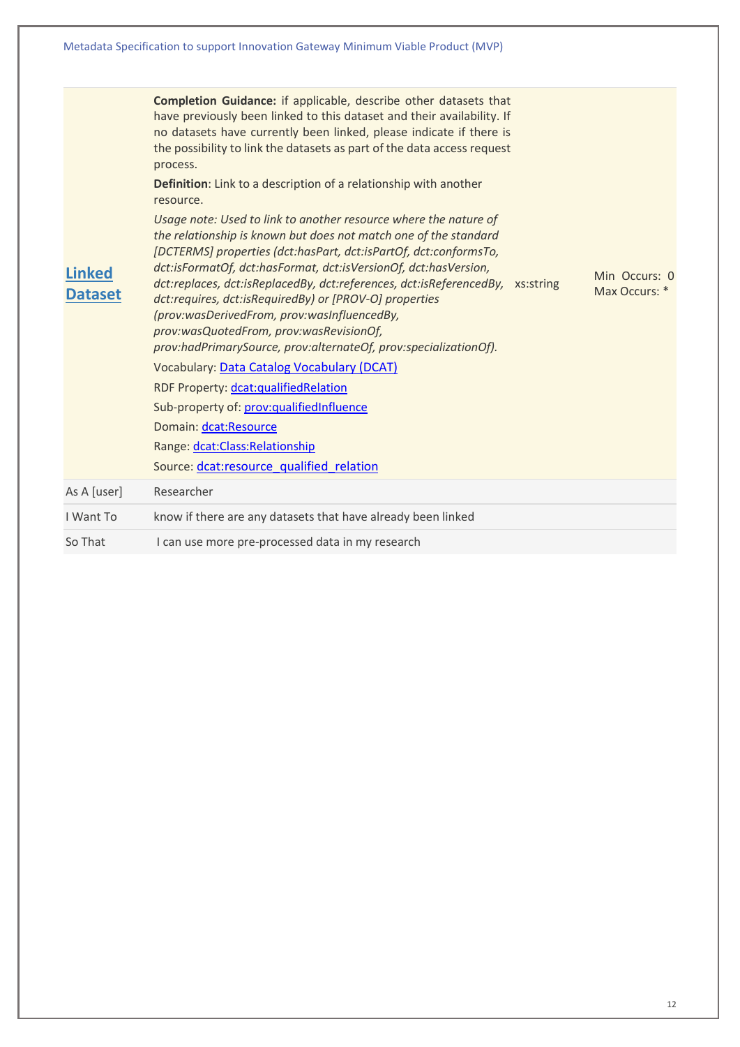| | | | |
|---|---|---|---|
| **Linked Dataset** | **Completion Guidance:** if applicable, describe other datasets that have previously been linked to this dataset and their availability. If no datasets have currently been linked, please indicate if there is the possibility to link the datasets as part of the data access request process.<br><br>**Definition**: Link to a description of a relationship with another resource.<br><br>*Usage note: Used to link to another resource where the nature of the relationship is known but does not match one of the standard [DCTERMS] properties (dct:hasPart, dct:isPartOf, dct:conformsTo, dct:isFormatOf, dct:hasFormat, dct:isVersionOf, dct:hasVersion, dct:replaces, dct:isReplacedBy, dct:references, dct:isReferencedBy, dct:requires, dct:isRequiredBy) or [PROV-O] properties (prov:wasDerivedFrom, prov:wasInfluencedBy, prov:wasQuotedFrom, prov:wasRevisionOf, prov:hadPrimarySource, prov:alternateOf, prov:specializationOf).*<br><br>Vocabulary: Data Catalog Vocabulary (DCAT)<br><br>RDF Property: dcat:qualifiedRelation<br><br>Sub-property of: prov:qualifiedInfluence<br><br>Domain: dcat:Resource<br><br>Range: dcat:Class:Relationship<br><br>Source: dcat:resource_qualified_relation | xs:string | Min Occurs: 0<br>Max Occurs: * |
| As A [user] | Researcher | | |
| I Want To | know if there are any datasets that have already been linked | | |
| So That | I can use more pre-processed data in my research | | |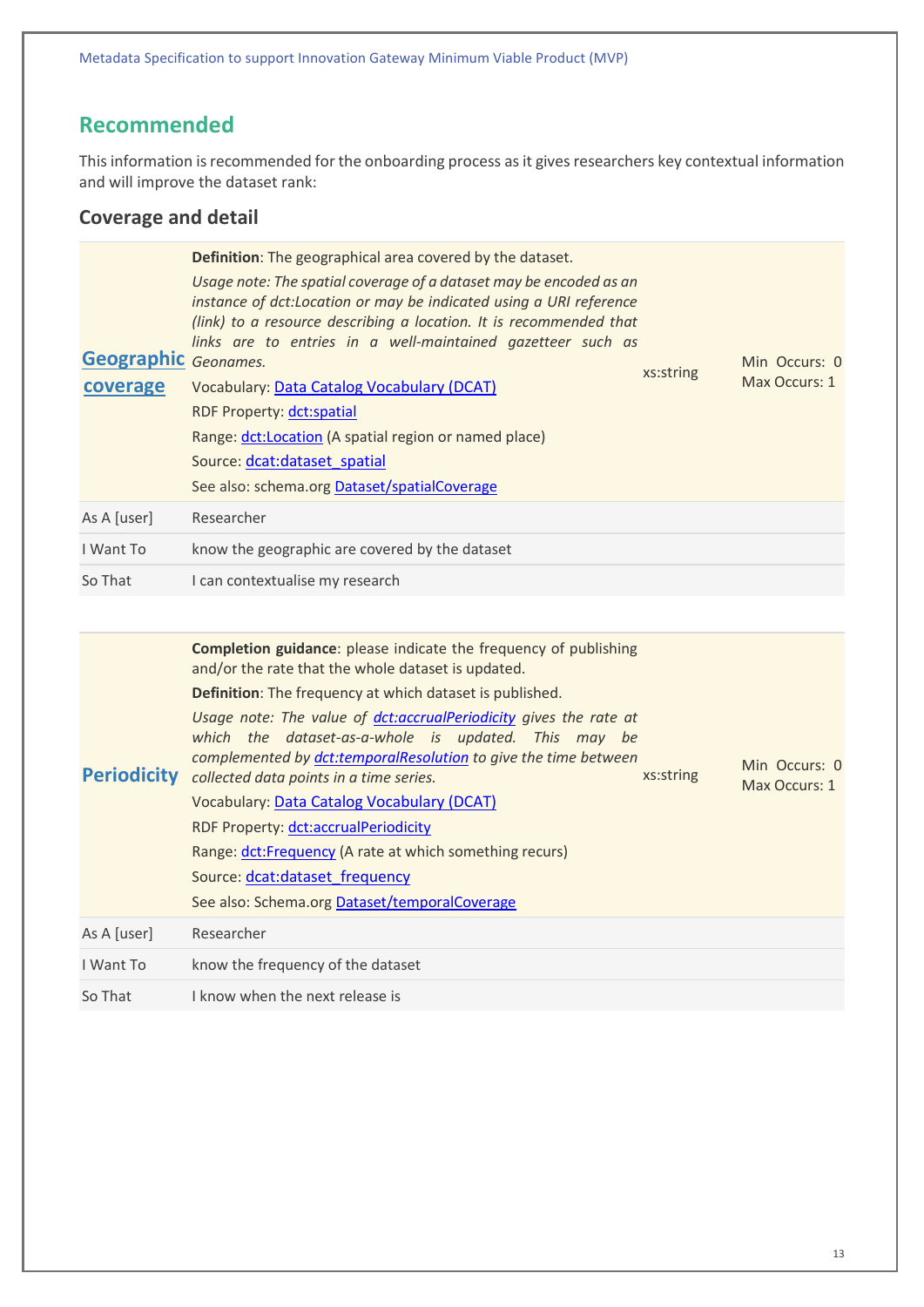## Recommended

This information is recommended for the onboarding process as it gives researchers key contextual information and will improve the dataset rank:

### Coverage and detail

| | | | |
|---|---|---|---|
| **Geographic coverage** | **Definition**: The geographical area covered by the dataset.<br>*Usage note: The spatial coverage of a dataset may be encoded as an instance of dct:Location or may be indicated using a URI reference (link) to a resource describing a location. It is recommended that links are to entries in a well-maintained gazetteer such as Geonames.*<br>Vocabulary: Data Catalog Vocabulary (DCAT)<br>RDF Property: dct:spatial<br>Range: dct:Location (A spatial region or named place)<br>Source: dcat:dataset_spatial<br>See also: schema.org Dataset/spatialCoverage | xs:string | Min Occurs: 0<br>Max Occurs: 1 |
| As A [user] | Researcher | | |
| I Want To | know the geographic are covered by the dataset | | |
| So That | I can contextualise my research | | |

| | | | |
|---|---|---|---|
| **Periodicity** | **Completion guidance**: please indicate the frequency of publishing and/or the rate that the whole dataset is updated.<br>**Definition**: The frequency at which dataset is published.<br>*Usage note: The value of dct:accrualPeriodicity gives the rate at which the dataset-as-a-whole is updated. This may be complemented by dct:temporalResolution to give the time between collected data points in a time series.*<br>Vocabulary: Data Catalog Vocabulary (DCAT)<br>RDF Property: dct:accrualPeriodicity<br>Range: dct:Frequency (A rate at which something recurs)<br>Source: dcat:dataset_frequency<br>See also: Schema.org Dataset/temporalCoverage | xs:string | Min Occurs: 0<br>Max Occurs: 1 |
| As A [user] | Researcher | | |
| I Want To | know the frequency of the dataset | | |
| So That | I know when the next release is | | |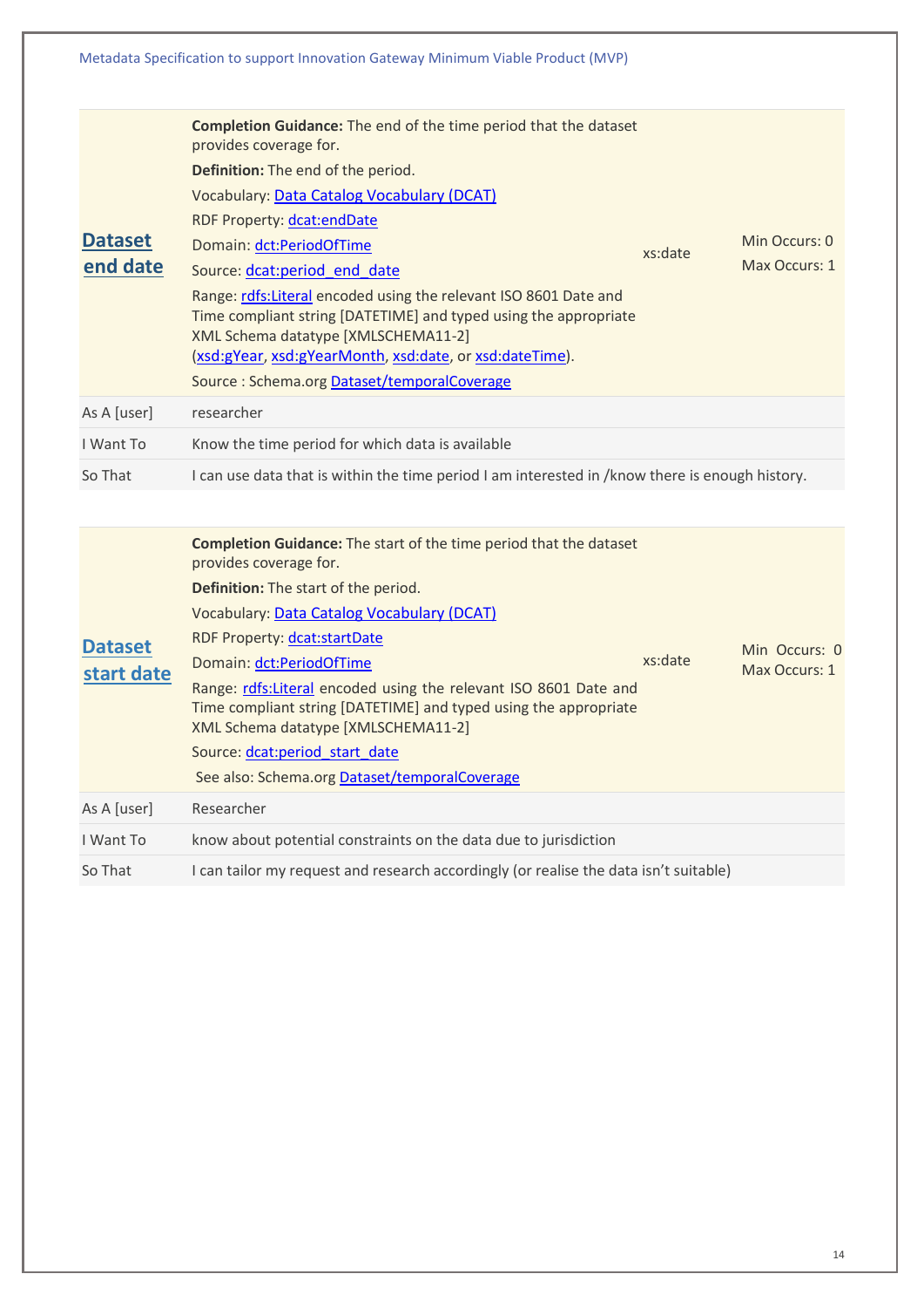| **Dataset end date** | **Completion Guidance:** The end of the time period that the dataset provides coverage for.<br>**Definition:** The end of the period.<br>Vocabulary: Data Catalog Vocabulary (DCAT)<br>RDF Property: dcat:endDate<br>Domain: dct:PeriodOfTime<br>Source: dcat:period_end_date<br>Range: rdfs:Literal encoded using the relevant ISO 8601 Date and Time compliant string [DATETIME] and typed using the appropriate XML Schema datatype [XMLSCHEMA11-2] (xsd:gYear, xsd:gYearMonth, xsd:date, or xsd:dateTime).<br>Source : Schema.org Dataset/temporalCoverage | xs:date | Min Occurs: 0<br>Max Occurs: 1 |
|---|---|---|---|
| As A [user] | researcher | | |
| I Want To | Know the time period for which data is available | | |
| So That | I can use data that is within the time period I am interested in /know there is enough history. | | |

| **Dataset start date** | **Completion Guidance:** The start of the time period that the dataset provides coverage for.<br>**Definition:** The start of the period.<br>Vocabulary: Data Catalog Vocabulary (DCAT)<br>RDF Property: dcat:startDate<br>Domain: dct:PeriodOfTime<br>Range: rdfs:Literal encoded using the relevant ISO 8601 Date and Time compliant string [DATETIME] and typed using the appropriate XML Schema datatype [XMLSCHEMA11-2]<br>Source: dcat:period_start_date<br>See also: Schema.org Dataset/temporalCoverage | xs:date | Min Occurs: 0<br>Max Occurs: 1 |
|---|---|---|---|
| As A [user] | Researcher | | |
| I Want To | know about potential constraints on the data due to jurisdiction | | |
| So That | I can tailor my request and research accordingly (or realise the data isn't suitable) | | |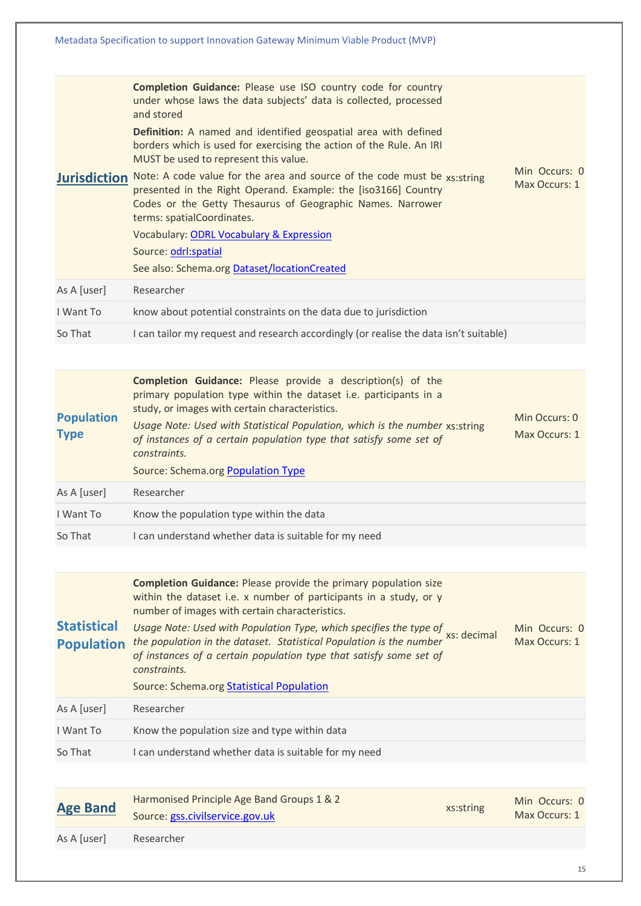| **Jurisdiction** | **Completion Guidance:** Please use ISO country code for country under whose laws the data subjects' data is collected, processed and stored<br><br>**Definition:** A named and identified geospatial area with defined borders which is used for exercising the action of the Rule. An IRI MUST be used to represent this value.<br><br>Note: A code value for the area and source of the code must be presented in the Right Operand. Example: the [iso3166] Country Codes or the Getty Thesaurus of Geographic Names. Narrower terms: spatialCoordinates.<br><br>Vocabulary: ODRL Vocabulary & Expression<br><br>Source: odrl:spatial<br><br>See also: Schema.org Dataset/locationCreated | xs:string | Min Occurs: 0<br>Max Occurs: 1 |
|---|---|---|---|
| As A [user] | Researcher | | |
| I Want To | know about potential constraints on the data due to jurisdiction | | |
| So That | I can tailor my request and research accordingly (or realise the data isn't suitable) | | |

| **Population Type** | **Completion Guidance:** Please provide a description(s) of the primary population type within the dataset i.e. participants in a study, or images with certain characteristics.<br><br>*Usage Note: Used with Statistical Population, which is the number of instances of a certain population type that satisfy some set of constraints.*<br><br>Source: Schema.org Population Type | xs:string | Min Occurs: 0<br>Max Occurs: 1 |
|---|---|---|---|
| As A [user] | Researcher | | |
| I Want To | Know the population type within the data | | |
| So That | I can understand whether data is suitable for my need | | |

| **Statistical Population** | **Completion Guidance:** Please provide the primary population size within the dataset i.e. x number of participants in a study, or y number of images with certain characteristics.<br><br>*Usage Note: Used with Population Type, which specifies the type of the population in the dataset. Statistical Population is the number of instances of a certain population type that satisfy some set of constraints.*<br><br>Source: Schema.org Statistical Population | xs: decimal | Min Occurs: 0<br>Max Occurs: 1 |
|---|---|---|---|
| As A [user] | Researcher | | |
| I Want To | Know the population size and type within data | | |
| So That | I can understand whether data is suitable for my need | | |

| **Age Band** | Harmonised Principle Age Band Groups 1 & 2<br><br>Source: gss.civilservice.gov.uk | xs:string | Min Occurs: 0<br>Max Occurs: 1 |
|---|---|---|---|
| As A [user] | Researcher | | |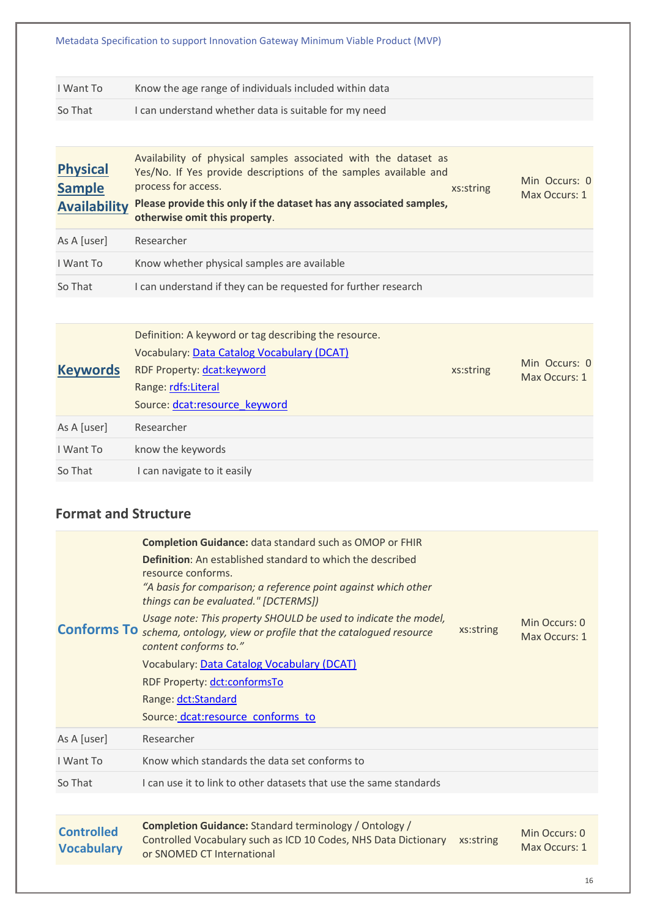| | |
|---|---|
| I Want To | Know the age range of individuals included within data |
| So That | I can understand whether data is suitable for my need |

| | | | |
|---|---|---|---|
| **Physical Sample Availability** | Availability of physical samples associated with the dataset as Yes/No. If Yes provide descriptions of the samples available and process for access.<br>**Please provide this only if the dataset has any associated samples, otherwise omit this property**. | xs:string | Min Occurs: 0<br>Max Occurs: 1 |
| As A [user] | Researcher | | |
| I Want To | Know whether physical samples are available | | |
| So That | I can understand if they can be requested for further research | | |

| | | | |
|---|---|---|---|
| **Keywords** | Definition: A keyword or tag describing the resource.<br>Vocabulary: Data Catalog Vocabulary (DCAT)<br>RDF Property: dcat:keyword<br>Range: rdfs:Literal<br>Source: dcat:resource_keyword | xs:string | Min Occurs: 0<br>Max Occurs: 1 |
| As A [user] | Researcher | | |
| I Want To | know the keywords | | |
| So That | I can navigate to it easily | | |

## Format and Structure

| | | | |
|---|---|---|---|
| **Conforms To** | **Completion Guidance:** data standard such as OMOP or FHIR<br>**Definition**: An established standard to which the described resource conforms.<br>*"A basis for comparison; a reference point against which other things can be evaluated." [DCTERMS])*<br>*Usage note: This property SHOULD be used to indicate the model, schema, ontology, view or profile that the catalogued resource content conforms to."*<br>Vocabulary: Data Catalog Vocabulary (DCAT)<br>RDF Property: dct:conformsTo<br>Range: dct:Standard<br>Source: dcat:resource_conforms_to | xs:string | Min Occurs: 0<br>Max Occurs: 1 |
| As A [user] | Researcher | | |
| I Want To | Know which standards the data set conforms to | | |
| So That | I can use it to link to other datasets that use the same standards | | |

| | | | |
|---|---|---|---|
| **Controlled Vocabulary** | **Completion Guidance:** Standard terminology / Ontology / Controlled Vocabulary such as ICD 10 Codes, NHS Data Dictionary or SNOMED CT International | xs:string | Min Occurs: 0<br>Max Occurs: 1 |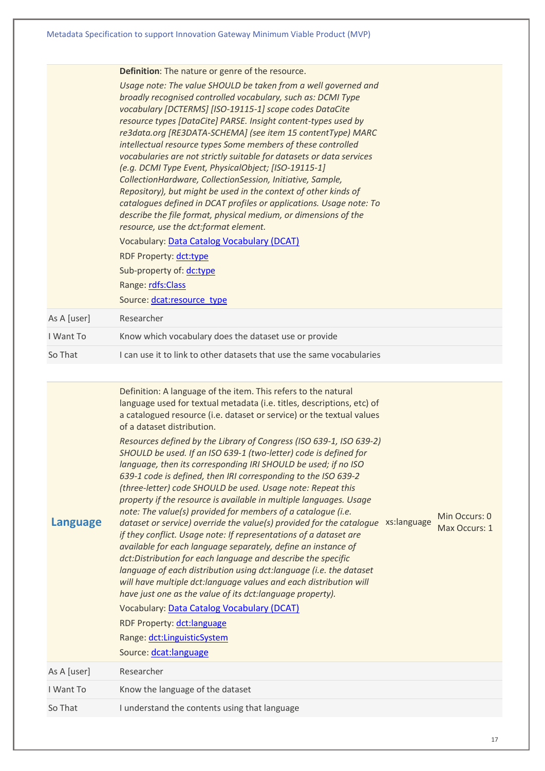| | | | |
|---|---|---|---|
| | **Definition**: The nature or genre of the resource.<br>*Usage note: The value SHOULD be taken from a well governed and broadly recognised controlled vocabulary, such as: DCMI Type vocabulary [DCTERMS] [ISO-19115-1] scope codes DataCite resource types [DataCite] PARSE. Insight content-types used by re3data.org [RE3DATA-SCHEMA] (see item 15 contentType) MARC intellectual resource types Some members of these controlled vocabularies are not strictly suitable for datasets or data services (e.g. DCMI Type Event, PhysicalObject; [ISO-19115-1] CollectionHardware, CollectionSession, Initiative, Sample, Repository), but might be used in the context of other kinds of catalogues defined in DCAT profiles or applications. Usage note: To describe the file format, physical medium, or dimensions of the resource, use the dct:format element.*<br>Vocabulary: Data Catalog Vocabulary (DCAT)<br>RDF Property: dct:type<br>Sub-property of: dc:type<br>Range: rdfs:Class<br>Source: dcat:resource_type | | |
| As A [user] | Researcher | | |
| I Want To | Know which vocabulary does the dataset use or provide | | |
| So That | I can use it to link to other datasets that use the same vocabularies | | |

| | | | |
|---|---|---|---|
| **Language** | Definition: A language of the item. This refers to the natural language used for textual metadata (i.e. titles, descriptions, etc) of a catalogued resource (i.e. dataset or service) or the textual values of a dataset distribution.<br>*Resources defined by the Library of Congress (ISO 639-1, ISO 639-2) SHOULD be used. If an ISO 639-1 (two-letter) code is defined for language, then its corresponding IRI SHOULD be used; if no ISO 639-1 code is defined, then IRI corresponding to the ISO 639-2 (three-letter) code SHOULD be used. Usage note: Repeat this property if the resource is available in multiple languages. Usage note: The value(s) provided for members of a catalogue (i.e. dataset or service) override the value(s) provided for the catalogue if they conflict. Usage note: If representations of a dataset are available for each language separately, define an instance of dct:Distribution for each language and describe the specific language of each distribution using dct:language (i.e. the dataset will have multiple dct:language values and each distribution will have just one as the value of its dct:language property).*<br>Vocabulary: Data Catalog Vocabulary (DCAT)<br>RDF Property: dct:language<br>Range: dct:LinguisticSystem<br>Source: dcat:language | xs:language | Min Occurs: 0<br>Max Occurs: 1 |
| As A [user] | Researcher | | |
| I Want To | Know the language of the dataset | | |
| So That | I understand the contents using that language | | |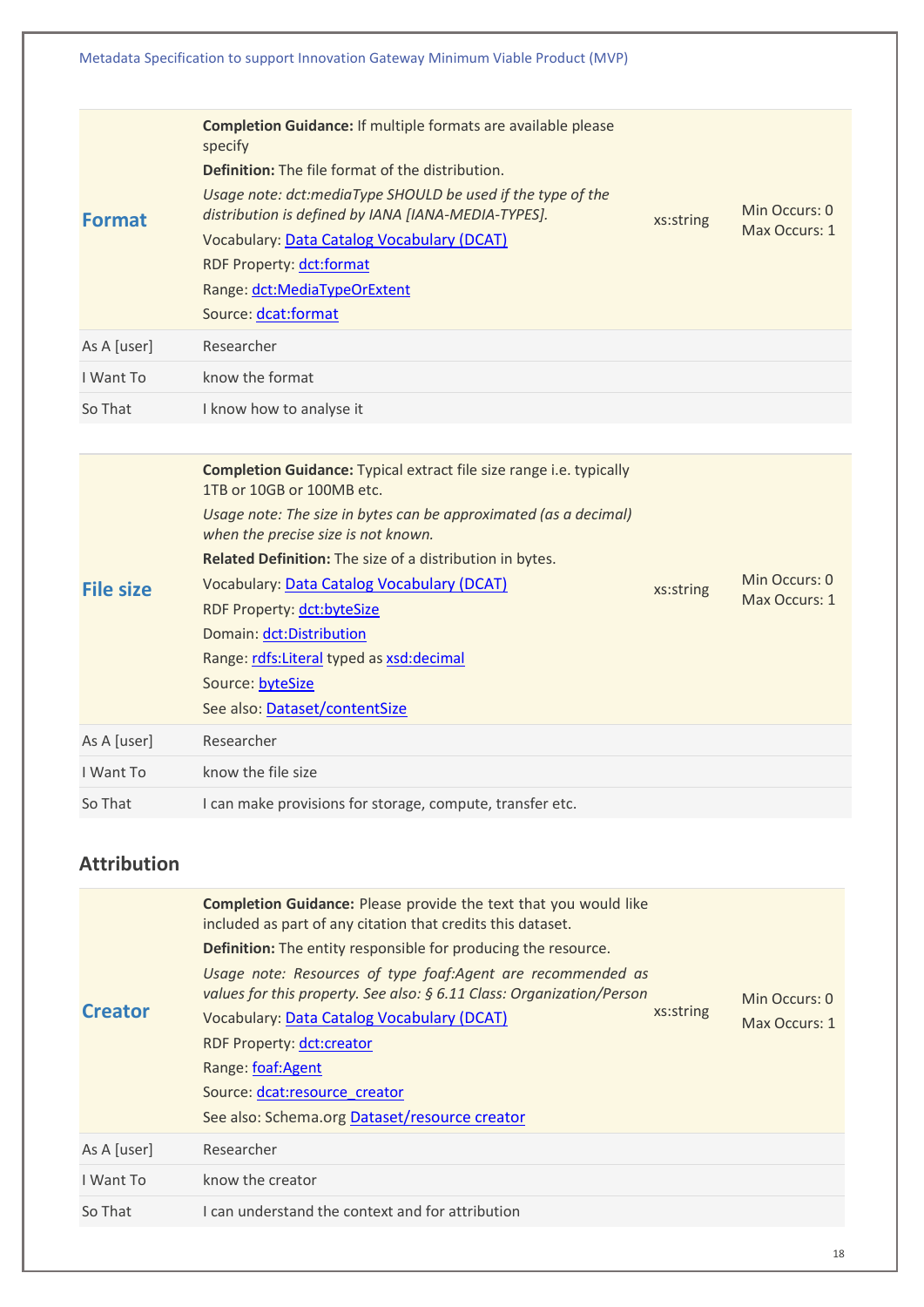| **Format** | **Completion Guidance:** If multiple formats are available please specify<br>**Definition:** The file format of the distribution.<br>*Usage note: dct:mediaType SHOULD be used if the type of the distribution is defined by IANA [IANA-MEDIA-TYPES].*<br>Vocabulary: Data Catalog Vocabulary (DCAT)<br>RDF Property: dct:format<br>Range: dct:MediaTypeOrExtent<br>Source: dcat:format | xs:string | Min Occurs: 0<br>Max Occurs: 1 |
|---|---|---|---|
| As A [user] | Researcher | | |
| I Want To | know the format | | |
| So That | I know how to analyse it | | |

| **File size** | **Completion Guidance:** Typical extract file size range i.e. typically 1TB or 10GB or 100MB etc.<br>*Usage note: The size in bytes can be approximated (as a decimal) when the precise size is not known.*<br>**Related Definition:** The size of a distribution in bytes.<br>Vocabulary: Data Catalog Vocabulary (DCAT)<br>RDF Property: dct:byteSize<br>Domain: dct:Distribution<br>Range: rdfs:Literal typed as xsd:decimal<br>Source: byteSize<br>See also: Dataset/contentSize | xs:string | Min Occurs: 0<br>Max Occurs: 1 |
|---|---|---|---|
| As A [user] | Researcher | | |
| I Want To | know the file size | | |
| So That | I can make provisions for storage, compute, transfer etc. | | |

## Attribution

| **Creator** | **Completion Guidance:** Please provide the text that you would like included as part of any citation that credits this dataset.<br>**Definition:** The entity responsible for producing the resource.<br>*Usage note: Resources of type foaf:Agent are recommended as values for this property. See also: § 6.11 Class: Organization/Person*<br>Vocabulary: Data Catalog Vocabulary (DCAT)<br>RDF Property: dct:creator<br>Range: foaf:Agent<br>Source: dcat:resource_creator<br>See also: Schema.org Dataset/resource creator | xs:string | Min Occurs: 0<br>Max Occurs: 1 |
|---|---|---|---|
| As A [user] | Researcher | | |
| I Want To | know the creator | | |
| So That | I can understand the context and for attribution | | |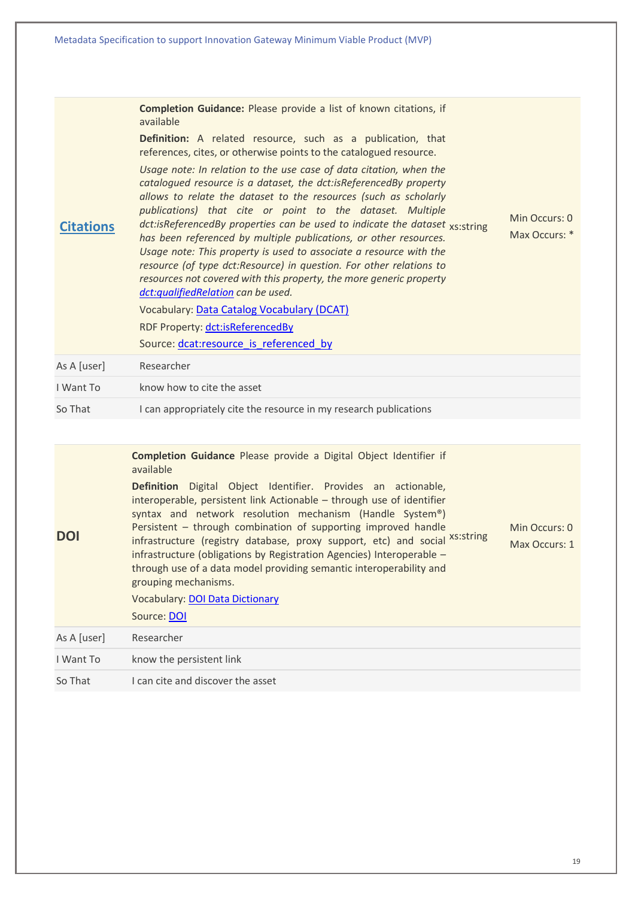| **Citations** | **Completion Guidance:** Please provide a list of known citations, if available<br><br>**Definition:** A related resource, such as a publication, that references, cites, or otherwise points to the catalogued resource.<br><br>*Usage note: In relation to the use case of data citation, when the catalogued resource is a dataset, the dct:isReferencedBy property allows to relate the dataset to the resources (such as scholarly publications) that cite or point to the dataset. Multiple dct:isReferencedBy properties can be used to indicate the dataset has been referenced by multiple publications, or other resources. Usage note: This property is used to associate a resource with the resource (of type dct:Resource) in question. For other relations to resources not covered with this property, the more generic property dct:qualifiedRelation can be used.*<br><br>Vocabulary: Data Catalog Vocabulary (DCAT)<br><br>RDF Property: dct:isReferencedBy<br><br>Source: dcat:resource_is_referenced_by | xs:string | Min Occurs: 0<br>Max Occurs: * |
|---|---|---|---|
| As A [user] | Researcher | | |
| I Want To | know how to cite the asset | | |
| So That | I can appropriately cite the resource in my research publications | | |

| **DOI** | **Completion Guidance** Please provide a Digital Object Identifier if available<br><br>**Definition** Digital Object Identifier. Provides an actionable, interoperable, persistent link Actionable – through use of identifier syntax and network resolution mechanism (Handle System®) Persistent – through combination of supporting improved handle infrastructure (registry database, proxy support, etc) and social infrastructure (obligations by Registration Agencies) Interoperable – through use of a data model providing semantic interoperability and grouping mechanisms.<br><br>Vocabulary: DOI Data Dictionary<br><br>Source: DOI | xs:string | Min Occurs: 0<br>Max Occurs: 1 |
|---|---|---|---|
| As A [user] | Researcher | | |
| I Want To | know the persistent link | | |
| So That | I can cite and discover the asset | | |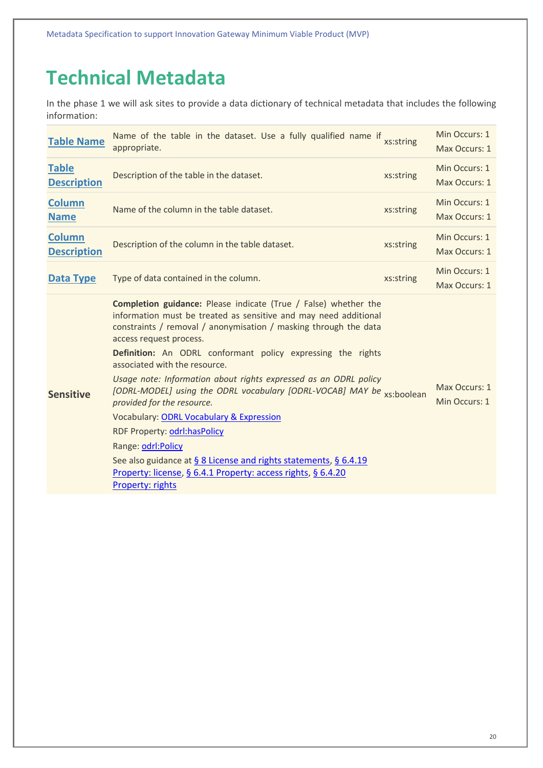# Technical Metadata

In the phase 1 we will ask sites to provide a data dictionary of technical metadata that includes the following information:

| | | | |
|---|---|---|---|
| **Table Name** | Name of the table in the dataset. Use a fully qualified name if appropriate. | xs:string | Min Occurs: 1<br>Max Occurs: 1 |
| **Table Description** | Description of the table in the dataset. | xs:string | Min Occurs: 1<br>Max Occurs: 1 |
| **Column Name** | Name of the column in the table dataset. | xs:string | Min Occurs: 1<br>Max Occurs: 1 |
| **Column Description** | Description of the column in the table dataset. | xs:string | Min Occurs: 1<br>Max Occurs: 1 |
| **Data Type** | Type of data contained in the column. | xs:string | Min Occurs: 1<br>Max Occurs: 1 |
| **Sensitive** | **Completion guidance:** Please indicate (True / False) whether the information must be treated as sensitive and may need additional constraints / removal / anonymisation / masking through the data access request process.<br>**Definition:** An ODRL conformant policy expressing the rights associated with the resource.<br>*Usage note: Information about rights expressed as an ODRL policy [ODRL-MODEL] using the ODRL vocabulary [ODRL-VOCAB] MAY be provided for the resource.*<br>Vocabulary: ODRL Vocabulary & Expression<br>RDF Property: odrl:hasPolicy<br>Range: odrl:Policy<br>See also guidance at § 8 License and rights statements, § 6.4.19 Property: license, § 6.4.1 Property: access rights, § 6.4.20 Property: rights | xs:boolean | Max Occurs: 1<br>Min Occurs: 1 |